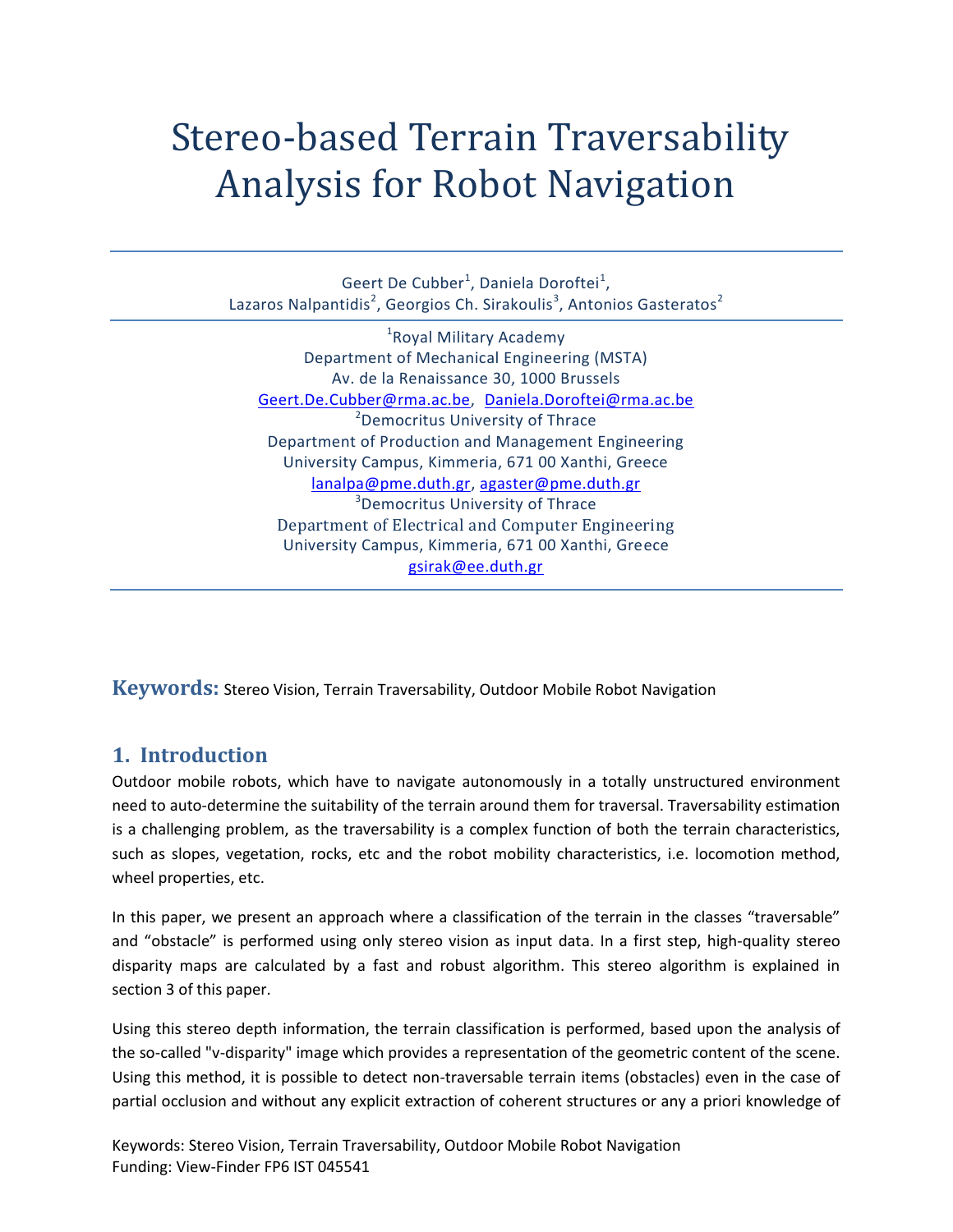# Stereo-based Terrain Traversability Analysis for Robot Navigation

Geert De Cubber[1], Daniela Doroftei[1],
Lazaros Nalpantidis[2], Georgios Ch. Sirakoulis[3], Antonios Gasteratos[2]

[1]Royal Military Academy
Department of Mechanical Engineering (MSTA)
Av. de la Renaissance 30, 1000 Brussels
Geert.De.Cubber@rma.ac.be, Daniela.Doroftei@rma.ac.be

[2]Democritus University of Thrace
Department of Production and Management Engineering
University Campus, Kimmeria, 671 00 Xanthi, Greece
lanalpa@pme.duth.gr, agaster@pme.duth.gr

[3]Democritus University of Thrace
Department of Electrical and Computer Engineering
University Campus, Kimmeria, 671 00 Xanthi, Greece
gsirak@ee.duth.gr

**Keywords:** Stereo Vision, Terrain Traversability, Outdoor Mobile Robot Navigation

## 1. Introduction

Outdoor mobile robots, which have to navigate autonomously in a totally unstructured environment need to auto-determine the suitability of the terrain around them for traversal. Traversability estimation is a challenging problem, as the traversability is a complex function of both the terrain characteristics, such as slopes, vegetation, rocks, etc and the robot mobility characteristics, i.e. locomotion method, wheel properties, etc.

In this paper, we present an approach where a classification of the terrain in the classes "traversable" and "obstacle" is performed using only stereo vision as input data. In a first step, high-quality stereo disparity maps are calculated by a fast and robust algorithm. This stereo algorithm is explained in section 3 of this paper.

Using this stereo depth information, the terrain classification is performed, based upon the analysis of the so-called "v-disparity" image which provides a representation of the geometric content of the scene. Using this method, it is possible to detect non-traversable terrain items (obstacles) even in the case of partial occlusion and without any explicit extraction of coherent structures or any a priori knowledge of

Keywords: Stereo Vision, Terrain Traversability, Outdoor Mobile Robot Navigation
Funding: View-Finder FP6 IST 045541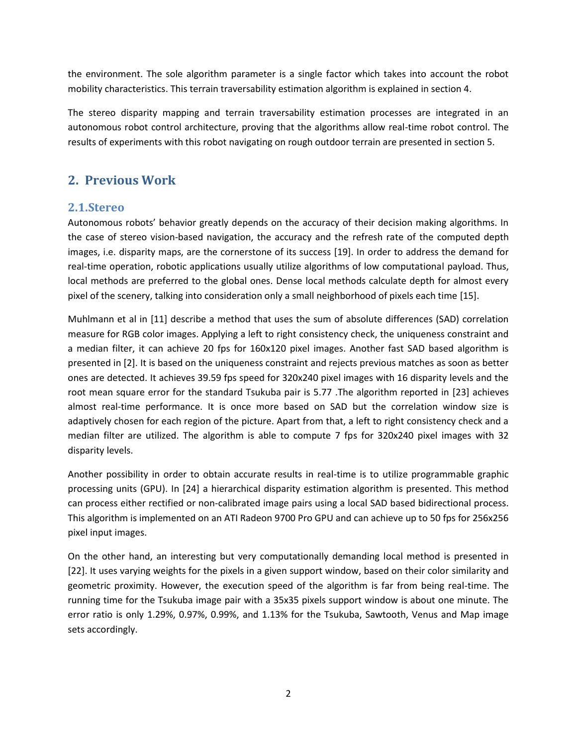the environment. The sole algorithm parameter is a single factor which takes into account the robot mobility characteristics. This terrain traversability estimation algorithm is explained in section 4.

The stereo disparity mapping and terrain traversability estimation processes are integrated in an autonomous robot control architecture, proving that the algorithms allow real-time robot control. The results of experiments with this robot navigating on rough outdoor terrain are presented in section 5.

## 2. Previous Work

### 2.1.Stereo

Autonomous robots' behavior greatly depends on the accuracy of their decision making algorithms. In the case of stereo vision-based navigation, the accuracy and the refresh rate of the computed depth images, i.e. disparity maps, are the cornerstone of its success [19]. In order to address the demand for real-time operation, robotic applications usually utilize algorithms of low computational payload. Thus, local methods are preferred to the global ones. Dense local methods calculate depth for almost every pixel of the scenery, talking into consideration only a small neighborhood of pixels each time [15].

Muhlmann et al in [11] describe a method that uses the sum of absolute differences (SAD) correlation measure for RGB color images. Applying a left to right consistency check, the uniqueness constraint and a median filter, it can achieve 20 fps for 160x120 pixel images. Another fast SAD based algorithm is presented in [2]. It is based on the uniqueness constraint and rejects previous matches as soon as better ones are detected. It achieves 39.59 fps speed for 320x240 pixel images with 16 disparity levels and the root mean square error for the standard Tsukuba pair is 5.77 .The algorithm reported in [23] achieves almost real-time performance. It is once more based on SAD but the correlation window size is adaptively chosen for each region of the picture. Apart from that, a left to right consistency check and a median filter are utilized. The algorithm is able to compute 7 fps for 320x240 pixel images with 32 disparity levels.

Another possibility in order to obtain accurate results in real-time is to utilize programmable graphic processing units (GPU). In [24] a hierarchical disparity estimation algorithm is presented. This method can process either rectified or non-calibrated image pairs using a local SAD based bidirectional process. This algorithm is implemented on an ATI Radeon 9700 Pro GPU and can achieve up to 50 fps for 256x256 pixel input images.

On the other hand, an interesting but very computationally demanding local method is presented in [22]. It uses varying weights for the pixels in a given support window, based on their color similarity and geometric proximity. However, the execution speed of the algorithm is far from being real-time. The running time for the Tsukuba image pair with a 35x35 pixels support window is about one minute. The error ratio is only 1.29%, 0.97%, 0.99%, and 1.13% for the Tsukuba, Sawtooth, Venus and Map image sets accordingly.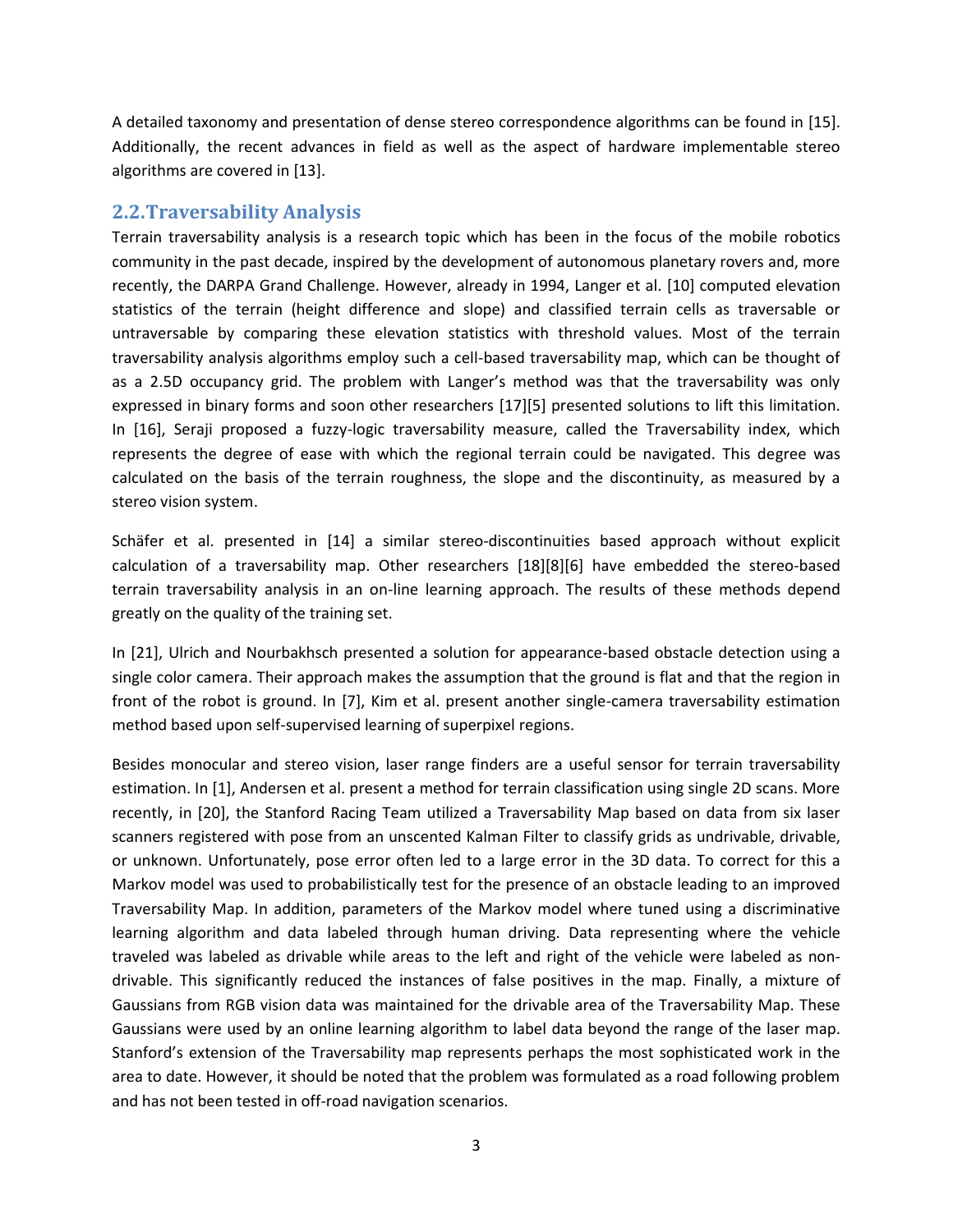A detailed taxonomy and presentation of dense stereo correspondence algorithms can be found in [15]. Additionally, the recent advances in field as well as the aspect of hardware implementable stereo algorithms are covered in [13].

## 2.2. Traversability Analysis

Terrain traversability analysis is a research topic which has been in the focus of the mobile robotics community in the past decade, inspired by the development of autonomous planetary rovers and, more recently, the DARPA Grand Challenge. However, already in 1994, Langer et al. [10] computed elevation statistics of the terrain (height difference and slope) and classified terrain cells as traversable or untraversable by comparing these elevation statistics with threshold values. Most of the terrain traversability analysis algorithms employ such a cell-based traversability map, which can be thought of as a 2.5D occupancy grid. The problem with Langer's method was that the traversability was only expressed in binary forms and soon other researchers [17][5] presented solutions to lift this limitation. In [16], Seraji proposed a fuzzy-logic traversability measure, called the Traversability index, which represents the degree of ease with which the regional terrain could be navigated. This degree was calculated on the basis of the terrain roughness, the slope and the discontinuity, as measured by a stereo vision system.

Schäfer et al. presented in [14] a similar stereo-discontinuities based approach without explicit calculation of a traversability map. Other researchers [18][8][6] have embedded the stereo-based terrain traversability analysis in an on-line learning approach. The results of these methods depend greatly on the quality of the training set.

In [21], Ulrich and Nourbakhsch presented a solution for appearance-based obstacle detection using a single color camera. Their approach makes the assumption that the ground is flat and that the region in front of the robot is ground. In [7], Kim et al. present another single-camera traversability estimation method based upon self-supervised learning of superpixel regions.

Besides monocular and stereo vision, laser range finders are a useful sensor for terrain traversability estimation. In [1], Andersen et al. present a method for terrain classification using single 2D scans. More recently, in [20], the Stanford Racing Team utilized a Traversability Map based on data from six laser scanners registered with pose from an unscented Kalman Filter to classify grids as undrivable, drivable, or unknown. Unfortunately, pose error often led to a large error in the 3D data. To correct for this a Markov model was used to probabilistically test for the presence of an obstacle leading to an improved Traversability Map. In addition, parameters of the Markov model where tuned using a discriminative learning algorithm and data labeled through human driving. Data representing where the vehicle traveled was labeled as drivable while areas to the left and right of the vehicle were labeled as non-drivable. This significantly reduced the instances of false positives in the map. Finally, a mixture of Gaussians from RGB vision data was maintained for the drivable area of the Traversability Map. These Gaussians were used by an online learning algorithm to label data beyond the range of the laser map. Stanford's extension of the Traversability map represents perhaps the most sophisticated work in the area to date. However, it should be noted that the problem was formulated as a road following problem and has not been tested in off-road navigation scenarios.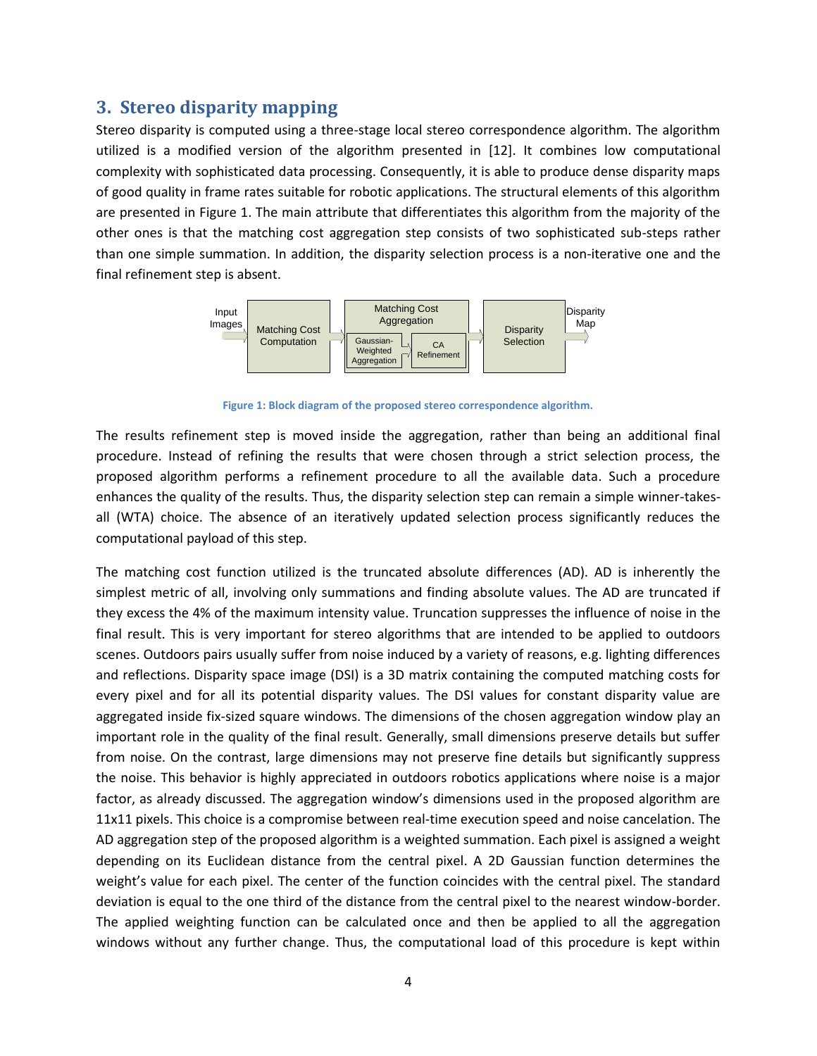## 3. Stereo disparity mapping

Stereo disparity is computed using a three-stage local stereo correspondence algorithm. The algorithm utilized is a modified version of the algorithm presented in [12]. It combines low computational complexity with sophisticated data processing. Consequently, it is able to produce dense disparity maps of good quality in frame rates suitable for robotic applications. The structural elements of this algorithm are presented in Figure 1. The main attribute that differentiates this algorithm from the majority of the other ones is that the matching cost aggregation step consists of two sophisticated sub-steps rather than one simple summation. In addition, the disparity selection process is a non-iterative one and the final refinement step is absent.

**Figure 1: Block diagram of the proposed stereo correspondence algorithm.**

The results refinement step is moved inside the aggregation, rather than being an additional final procedure. Instead of refining the results that were chosen through a strict selection process, the proposed algorithm performs a refinement procedure to all the available data. Such a procedure enhances the quality of the results. Thus, the disparity selection step can remain a simple winner-takes-all (WTA) choice. The absence of an iteratively updated selection process significantly reduces the computational payload of this step.

The matching cost function utilized is the truncated absolute differences (AD). AD is inherently the simplest metric of all, involving only summations and finding absolute values. The AD are truncated if they excess the 4% of the maximum intensity value. Truncation suppresses the influence of noise in the final result. This is very important for stereo algorithms that are intended to be applied to outdoors scenes. Outdoors pairs usually suffer from noise induced by a variety of reasons, e.g. lighting differences and reflections. Disparity space image (DSI) is a 3D matrix containing the computed matching costs for every pixel and for all its potential disparity values. The DSI values for constant disparity value are aggregated inside fix-sized square windows. The dimensions of the chosen aggregation window play an important role in the quality of the final result. Generally, small dimensions preserve details but suffer from noise. On the contrast, large dimensions may not preserve fine details but significantly suppress the noise. This behavior is highly appreciated in outdoors robotics applications where noise is a major factor, as already discussed. The aggregation window's dimensions used in the proposed algorithm are 11x11 pixels. This choice is a compromise between real-time execution speed and noise cancelation. The AD aggregation step of the proposed algorithm is a weighted summation. Each pixel is assigned a weight depending on its Euclidean distance from the central pixel. A 2D Gaussian function determines the weight's value for each pixel. The center of the function coincides with the central pixel. The standard deviation is equal to the one third of the distance from the central pixel to the nearest window-border. The applied weighting function can be calculated once and then be applied to all the aggregation windows without any further change. Thus, the computational load of this procedure is kept within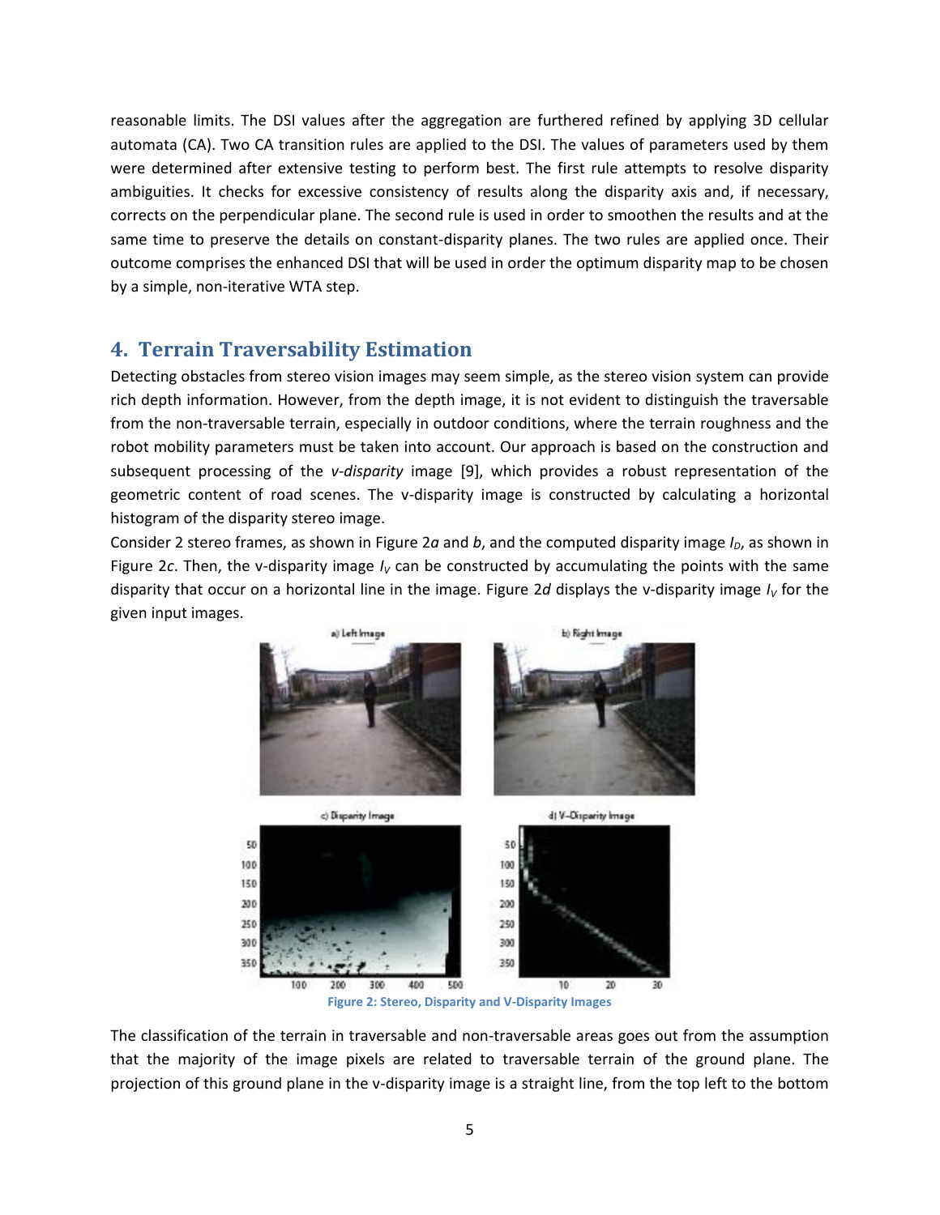reasonable limits. The DSI values after the aggregation are furthered refined by applying 3D cellular automata (CA). Two CA transition rules are applied to the DSI. The values of parameters used by them were determined after extensive testing to perform best. The first rule attempts to resolve disparity ambiguities. It checks for excessive consistency of results along the disparity axis and, if necessary, corrects on the perpendicular plane. The second rule is used in order to smoothen the results and at the same time to preserve the details on constant-disparity planes. The two rules are applied once. Their outcome comprises the enhanced DSI that will be used in order the optimum disparity map to be chosen by a simple, non-iterative WTA step.

## 4. Terrain Traversability Estimation

Detecting obstacles from stereo vision images may seem simple, as the stereo vision system can provide rich depth information. However, from the depth image, it is not evident to distinguish the traversable from the non-traversable terrain, especially in outdoor conditions, where the terrain roughness and the robot mobility parameters must be taken into account. Our approach is based on the construction and subsequent processing of the *v-disparity* image [9], which provides a robust representation of the geometric content of road scenes. The v-disparity image is constructed by calculating a horizontal histogram of the disparity stereo image.

Consider 2 stereo frames, as shown in Figure 2*a* and *b*, and the computed disparity image $I_D$, as shown in Figure 2*c*. Then, the v-disparity image $I_V$ can be constructed by accumulating the points with the same disparity that occur on a horizontal line in the image. Figure 2*d* displays the v-disparity image $I_V$ for the given input images.

Figure 2: Stereo, Disparity and V-Disparity Images

The classification of the terrain in traversable and non-traversable areas goes out from the assumption that the majority of the image pixels are related to traversable terrain of the ground plane. The projection of this ground plane in the v-disparity image is a straight line, from the top left to the bottom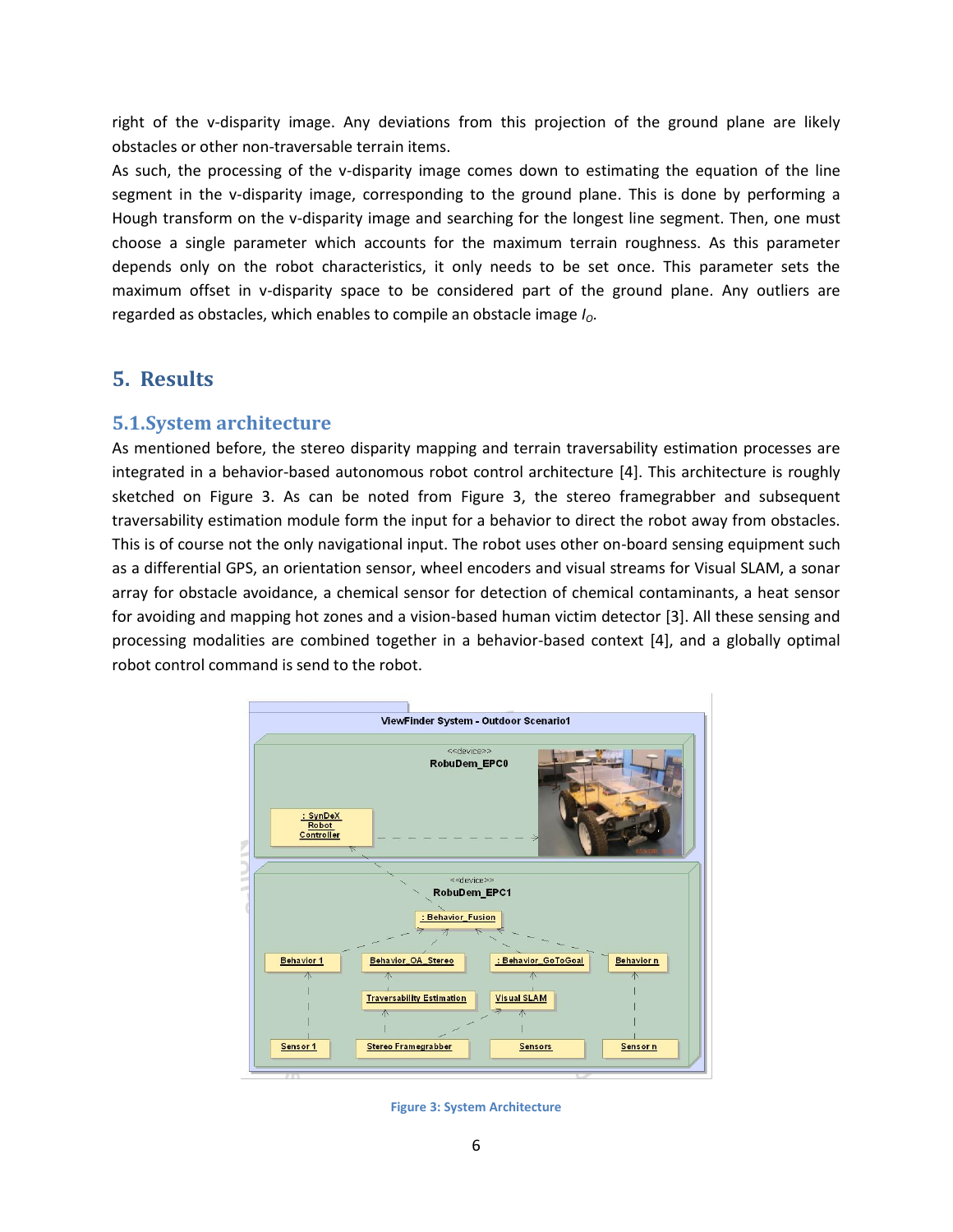right of the v-disparity image. Any deviations from this projection of the ground plane are likely obstacles or other non-traversable terrain items.

As such, the processing of the v-disparity image comes down to estimating the equation of the line segment in the v-disparity image, corresponding to the ground plane. This is done by performing a Hough transform on the v-disparity image and searching for the longest line segment. Then, one must choose a single parameter which accounts for the maximum terrain roughness. As this parameter depends only on the robot characteristics, it only needs to be set once. This parameter sets the maximum offset in v-disparity space to be considered part of the ground plane. Any outliers are regarded as obstacles, which enables to compile an obstacle image $I_O$.

# 5. Results

## 5.1. System architecture

As mentioned before, the stereo disparity mapping and terrain traversability estimation processes are integrated in a behavior-based autonomous robot control architecture [4]. This architecture is roughly sketched on Figure 3. As can be noted from Figure 3, the stereo framegrabber and subsequent traversability estimation module form the input for a behavior to direct the robot away from obstacles. This is of course not the only navigational input. The robot uses other on-board sensing equipment such as a differential GPS, an orientation sensor, wheel encoders and visual streams for Visual SLAM, a sonar array for obstacle avoidance, a chemical sensor for detection of chemical contaminants, a heat sensor for avoiding and mapping hot zones and a vision-based human victim detector [3]. All these sensing and processing modalities are combined together in a behavior-based context [4], and a globally optimal robot control command is send to the robot.

Figure 3: System Architecture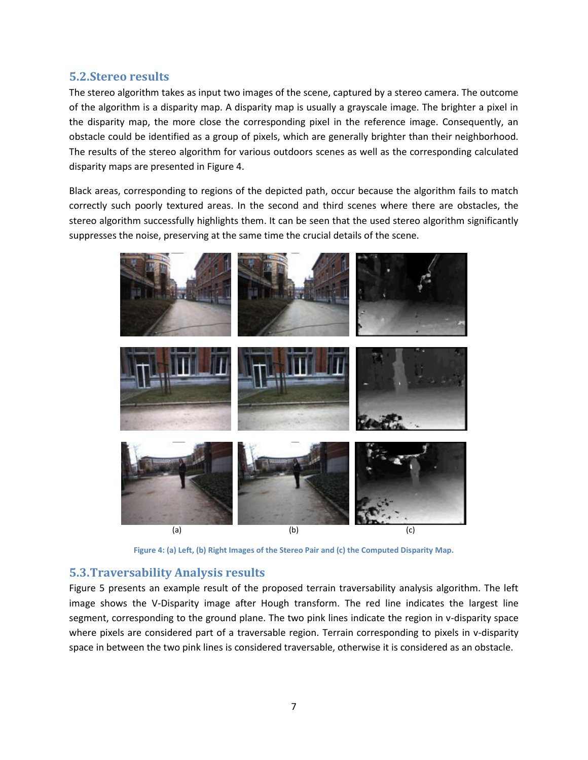## 5.2. Stereo results

The stereo algorithm takes as input two images of the scene, captured by a stereo camera. The outcome of the algorithm is a disparity map. A disparity map is usually a grayscale image. The brighter a pixel in the disparity map, the more close the corresponding pixel in the reference image. Consequently, an obstacle could be identified as a group of pixels, which are generally brighter than their neighborhood. The results of the stereo algorithm for various outdoors scenes as well as the corresponding calculated disparity maps are presented in Figure 4.

Black areas, corresponding to regions of the depicted path, occur because the algorithm fails to match correctly such poorly textured areas. In the second and third scenes where there are obstacles, the stereo algorithm successfully highlights them. It can be seen that the used stereo algorithm significantly suppresses the noise, preserving at the same time the crucial details of the scene.

(a) (b) (c)

**Figure 4: (a) Left, (b) Right Images of the Stereo Pair and (c) the Computed Disparity Map.**

## 5.3. Traversability Analysis results

Figure 5 presents an example result of the proposed terrain traversability analysis algorithm. The left image shows the V-Disparity image after Hough transform. The red line indicates the largest line segment, corresponding to the ground plane. The two pink lines indicate the region in v-disparity space where pixels are considered part of a traversable region. Terrain corresponding to pixels in v-disparity space in between the two pink lines is considered traversable, otherwise it is considered as an obstacle.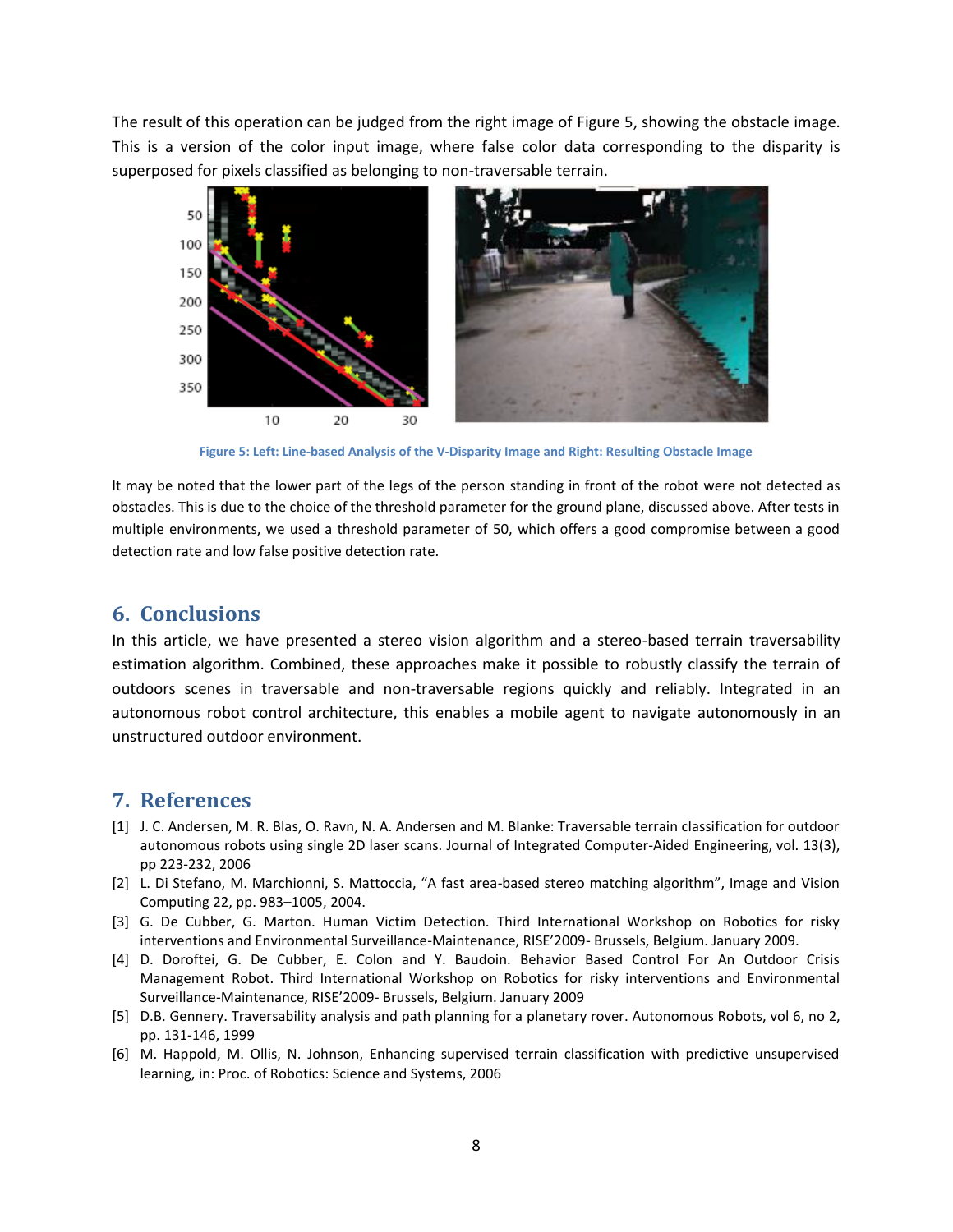The result of this operation can be judged from the right image of Figure 5, showing the obstacle image. This is a version of the color input image, where false color data corresponding to the disparity is superposed for pixels classified as belonging to non-traversable terrain.

Figure 5: Left: Line-based Analysis of the V-Disparity Image and Right: Resulting Obstacle Image

It may be noted that the lower part of the legs of the person standing in front of the robot were not detected as obstacles. This is due to the choice of the threshold parameter for the ground plane, discussed above. After tests in multiple environments, we used a threshold parameter of 50, which offers a good compromise between a good detection rate and low false positive detection rate.

## 6. Conclusions

In this article, we have presented a stereo vision algorithm and a stereo-based terrain traversability estimation algorithm. Combined, these approaches make it possible to robustly classify the terrain of outdoors scenes in traversable and non-traversable regions quickly and reliably. Integrated in an autonomous robot control architecture, this enables a mobile agent to navigate autonomously in an unstructured outdoor environment.

## 7. References

[1] J. C. Andersen, M. R. Blas, O. Ravn, N. A. Andersen and M. Blanke: Traversable terrain classification for outdoor autonomous robots using single 2D laser scans. Journal of Integrated Computer-Aided Engineering, vol. 13(3), pp 223-232, 2006

[2] L. Di Stefano, M. Marchionni, S. Mattoccia, "A fast area-based stereo matching algorithm", Image and Vision Computing 22, pp. 983–1005, 2004.

[3] G. De Cubber, G. Marton. Human Victim Detection. Third International Workshop on Robotics for risky interventions and Environmental Surveillance-Maintenance, RISE'2009- Brussels, Belgium. January 2009.

[4] D. Doroftei, G. De Cubber, E. Colon and Y. Baudoin. Behavior Based Control For An Outdoor Crisis Management Robot. Third International Workshop on Robotics for risky interventions and Environmental Surveillance-Maintenance, RISE'2009- Brussels, Belgium. January 2009

[5] D.B. Gennery. Traversability analysis and path planning for a planetary rover. Autonomous Robots, vol 6, no 2, pp. 131-146, 1999

[6] M. Happold, M. Ollis, N. Johnson, Enhancing supervised terrain classification with predictive unsupervised learning, in: Proc. of Robotics: Science and Systems, 2006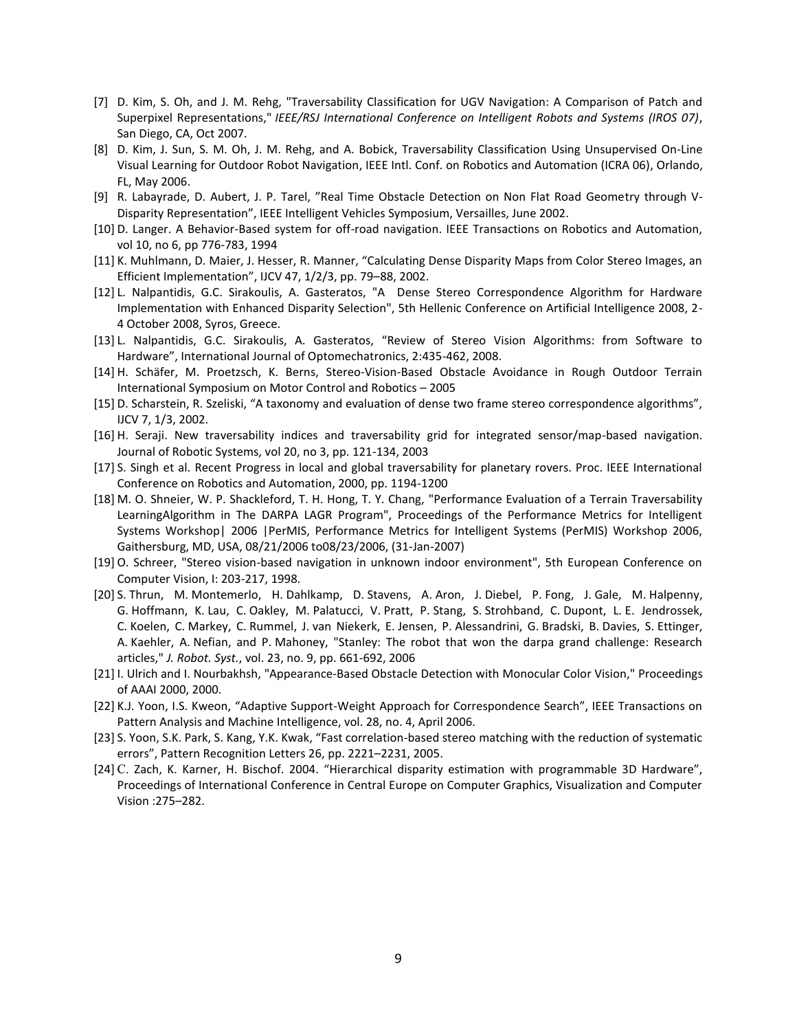[7] D. Kim, S. Oh, and J. M. Rehg, "Traversability Classification for UGV Navigation: A Comparison of Patch and Superpixel Representations," *IEEE/RSJ International Conference on Intelligent Robots and Systems (IROS 07)*, San Diego, CA, Oct 2007.

[8] D. Kim, J. Sun, S. M. Oh, J. M. Rehg, and A. Bobick, Traversability Classification Using Unsupervised On-Line Visual Learning for Outdoor Robot Navigation, IEEE Intl. Conf. on Robotics and Automation (ICRA 06), Orlando, FL, May 2006.

[9] R. Labayrade, D. Aubert, J. P. Tarel, "Real Time Obstacle Detection on Non Flat Road Geometry through V-Disparity Representation", IEEE Intelligent Vehicles Symposium, Versailles, June 2002.

[10] D. Langer. A Behavior-Based system for off-road navigation. IEEE Transactions on Robotics and Automation, vol 10, no 6, pp 776-783, 1994

[11] K. Muhlmann, D. Maier, J. Hesser, R. Manner, "Calculating Dense Disparity Maps from Color Stereo Images, an Efficient Implementation", IJCV 47, 1/2/3, pp. 79–88, 2002.

[12] L. Nalpantidis, G.C. Sirakoulis, A. Gasteratos, "A Dense Stereo Correspondence Algorithm for Hardware Implementation with Enhanced Disparity Selection", 5th Hellenic Conference on Artificial Intelligence 2008, 2-4 October 2008, Syros, Greece.

[13] L. Nalpantidis, G.C. Sirakoulis, A. Gasteratos, "Review of Stereo Vision Algorithms: from Software to Hardware", International Journal of Optomechatronics, 2:435-462, 2008.

[14] H. Schäfer, M. Proetzsch, K. Berns, Stereo-Vision-Based Obstacle Avoidance in Rough Outdoor Terrain International Symposium on Motor Control and Robotics – 2005

[15] D. Scharstein, R. Szeliski, "A taxonomy and evaluation of dense two frame stereo correspondence algorithms", IJCV 7, 1/3, 2002.

[16] H. Seraji. New traversability indices and traversability grid for integrated sensor/map-based navigation. Journal of Robotic Systems, vol 20, no 3, pp. 121-134, 2003

[17] S. Singh et al. Recent Progress in local and global traversability for planetary rovers. Proc. IEEE International Conference on Robotics and Automation, 2000, pp. 1194-1200

[18] M. O. Shneier, W. P. Shackleford, T. H. Hong, T. Y. Chang, "Performance Evaluation of a Terrain Traversability LearningAlgorithm in The DARPA LAGR Program", Proceedings of the Performance Metrics for Intelligent Systems Workshop| 2006 |PerMIS, Performance Metrics for Intelligent Systems (PerMIS) Workshop 2006, Gaithersburg, MD, USA, 08/21/2006 to08/23/2006, (31-Jan-2007)

[19] O. Schreer, "Stereo vision-based navigation in unknown indoor environment", 5th European Conference on Computer Vision, I: 203-217, 1998.

[20] S. Thrun, M. Montemerlo, H. Dahlkamp, D. Stavens, A. Aron, J. Diebel, P. Fong, J. Gale, M. Halpenny, G. Hoffmann, K. Lau, C. Oakley, M. Palatucci, V. Pratt, P. Stang, S. Strohband, C. Dupont, L. E. Jendrossek, C. Koelen, C. Markey, C. Rummel, J. van Niekerk, E. Jensen, P. Alessandrini, G. Bradski, B. Davies, S. Ettinger, A. Kaehler, A. Nefian, and P. Mahoney, "Stanley: The robot that won the darpa grand challenge: Research articles," *J. Robot. Syst.*, vol. 23, no. 9, pp. 661-692, 2006

[21] I. Ulrich and I. Nourbakhsh, "Appearance-Based Obstacle Detection with Monocular Color Vision," Proceedings of AAAI 2000, 2000.

[22] K.J. Yoon, I.S. Kweon, "Adaptive Support-Weight Approach for Correspondence Search", IEEE Transactions on Pattern Analysis and Machine Intelligence, vol. 28, no. 4, April 2006.

[23] S. Yoon, S.K. Park, S. Kang, Y.K. Kwak, "Fast correlation-based stereo matching with the reduction of systematic errors", Pattern Recognition Letters 26, pp. 2221–2231, 2005.

[24] C. Zach, K. Karner, H. Bischof. 2004. "Hierarchical disparity estimation with programmable 3D Hardware", Proceedings of International Conference in Central Europe on Computer Graphics, Visualization and Computer Vision :275–282.